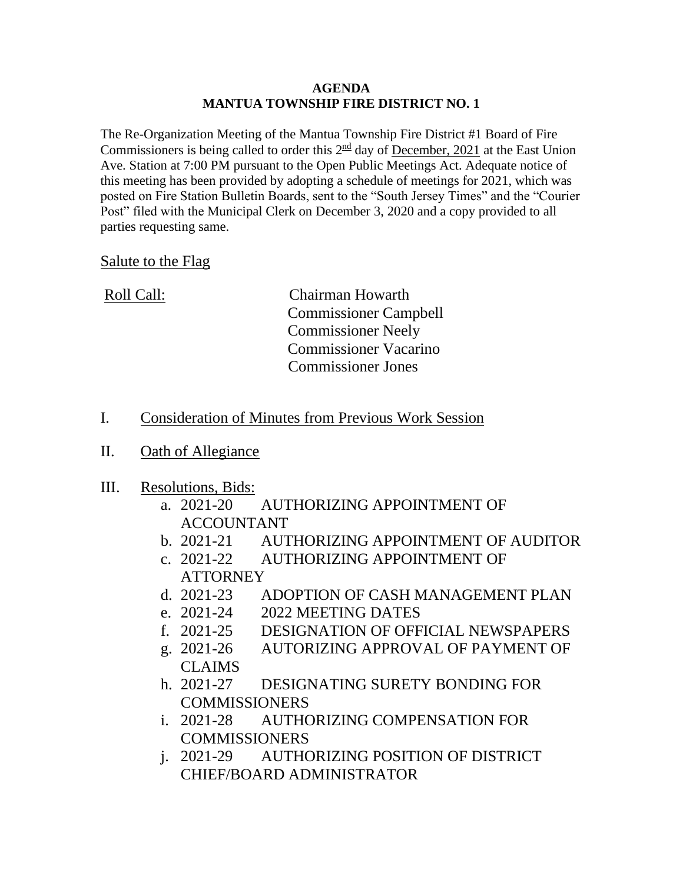**AGENDA**
**MANTUA TOWNSHIP FIRE DISTRICT NO. 1**

The Re-Organization Meeting of the Mantua Township Fire District #1 Board of Fire Commissioners is being called to order this 2nd day of December, 2021 at the East Union Ave. Station at 7:00 PM pursuant to the Open Public Meetings Act. Adequate notice of this meeting has been provided by adopting a schedule of meetings for 2021, which was posted on Fire Station Bulletin Boards, sent to the "South Jersey Times" and the "Courier Post" filed with the Municipal Clerk on December 3, 2020 and a copy provided to all parties requesting same.

Salute to the Flag

Roll Call:
Chairman Howarth
Commissioner Campbell
Commissioner Neely
Commissioner Vacarino
Commissioner Jones

I. Consideration of Minutes from Previous Work Session

II. Oath of Allegiance

III. Resolutions, Bids:

a. 2021-20 AUTHORIZING APPOINTMENT OF ACCOUNTANT
b. 2021-21 AUTHORIZING APPOINTMENT OF AUDITOR
c. 2021-22 AUTHORIZING APPOINTMENT OF ATTORNEY
d. 2021-23 ADOPTION OF CASH MANAGEMENT PLAN
e. 2021-24 2022 MEETING DATES
f. 2021-25 DESIGNATION OF OFFICIAL NEWSPAPERS
g. 2021-26 AUTORIZING APPROVAL OF PAYMENT OF CLAIMS
h. 2021-27 DESIGNATING SURETY BONDING FOR COMMISSIONERS
i. 2021-28 AUTHORIZING COMPENSATION FOR COMMISSIONERS
j. 2021-29 AUTHORIZING POSITION OF DISTRICT CHIEF/BOARD ADMINISTRATOR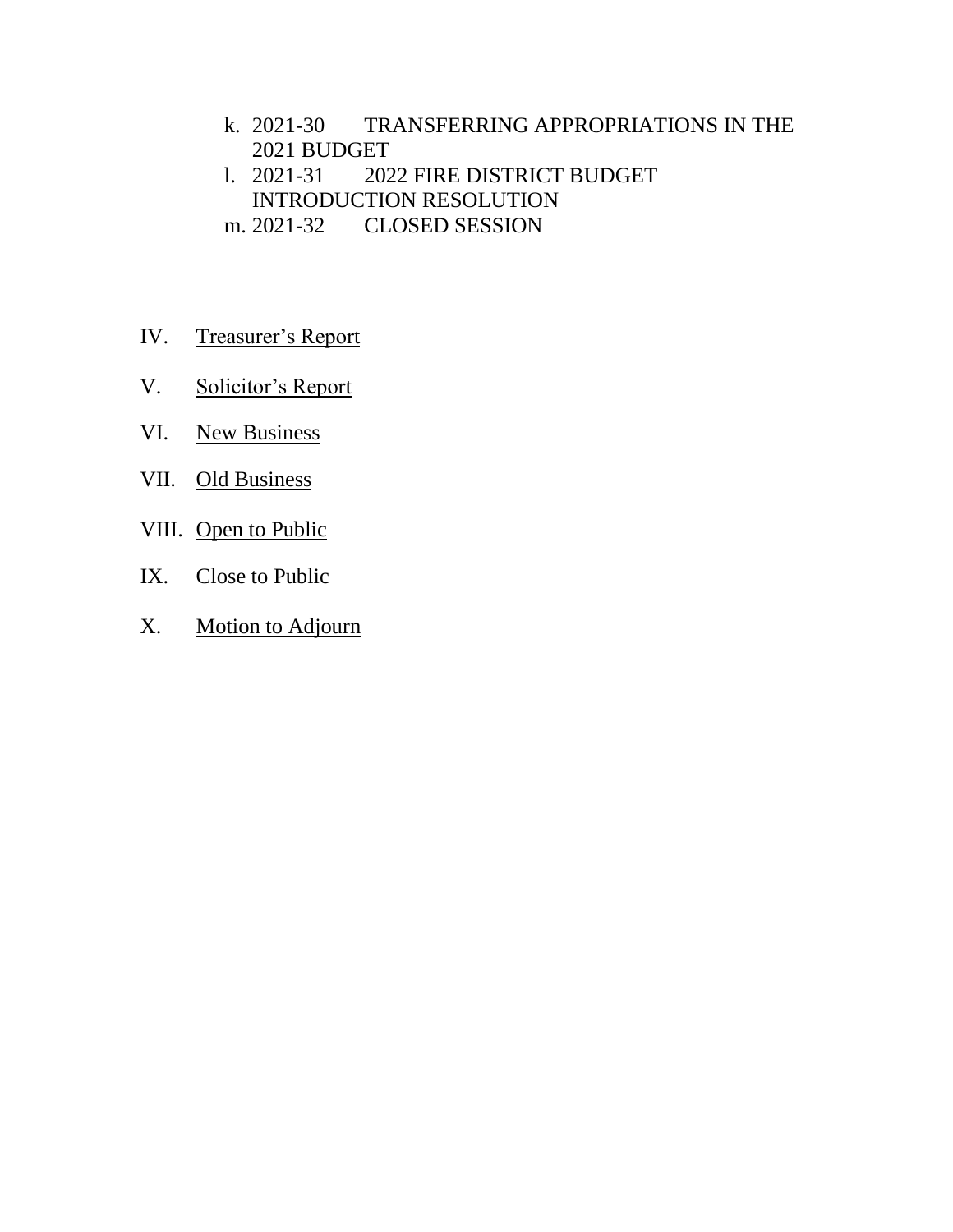k. 2021-30 TRANSFERRING APPROPRIATIONS IN THE 2021 BUDGET
l. 2021-31 2022 FIRE DISTRICT BUDGET INTRODUCTION RESOLUTION
m. 2021-32 CLOSED SESSION

IV. Treasurer's Report

V. Solicitor's Report

VI. New Business

VII. Old Business

VIII. Open to Public

IX. Close to Public

X. Motion to Adjourn